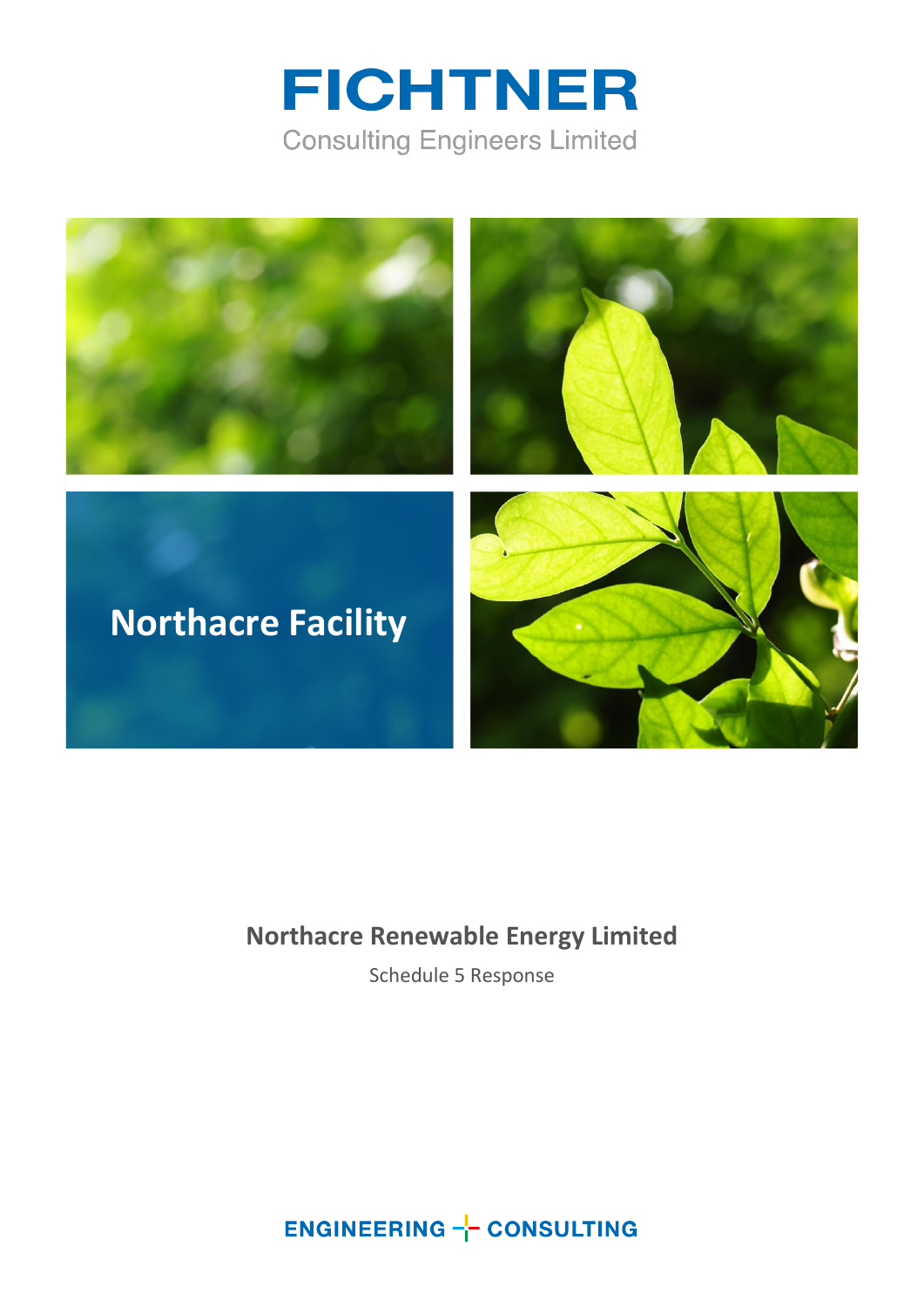# FICHTNER

Consulting Engineers Limited

## Northacre Facility

**Northacre Renewable Energy Limited**

Schedule 5 Response

ENGINEERING CONSULTING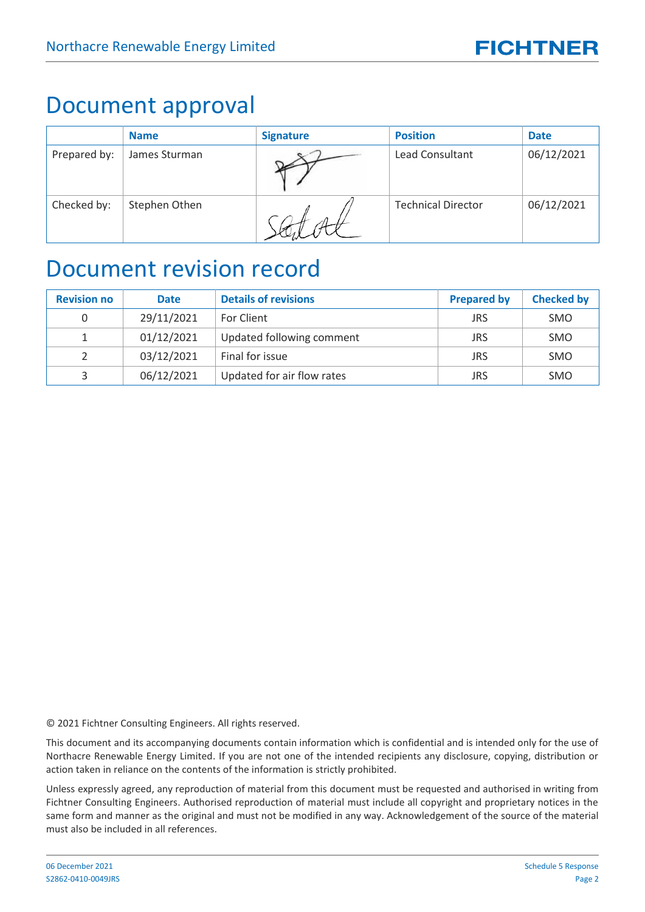# Document approval

| | Name | Signature | Position | Date |
|---|---|---|---|---|
| Prepared by: | James Sturman | | Lead Consultant | 06/12/2021 |
| Checked by: | Stephen Othen | | Technical Director | 06/12/2021 |

# Document revision record

| Revision no | Date | Details of revisions | Prepared by | Checked by |
|---|---|---|---|---|
| 0 | 29/11/2021 | For Client | JRS | SMO |
| 1 | 01/12/2021 | Updated following comment | JRS | SMO |
| 2 | 03/12/2021 | Final for issue | JRS | SMO |
| 3 | 06/12/2021 | Updated for air flow rates | JRS | SMO |

© 2021 Fichtner Consulting Engineers. All rights reserved.

This document and its accompanying documents contain information which is confidential and is intended only for the use of Northacre Renewable Energy Limited. If you are not one of the intended recipients any disclosure, copying, distribution or action taken in reliance on the contents of the information is strictly prohibited.

Unless expressly agreed, any reproduction of material from this document must be requested and authorised in writing from Fichtner Consulting Engineers. Authorised reproduction of material must include all copyright and proprietary notices in the same form and manner as the original and must not be modified in any way. Acknowledgement of the source of the material must also be included in all references.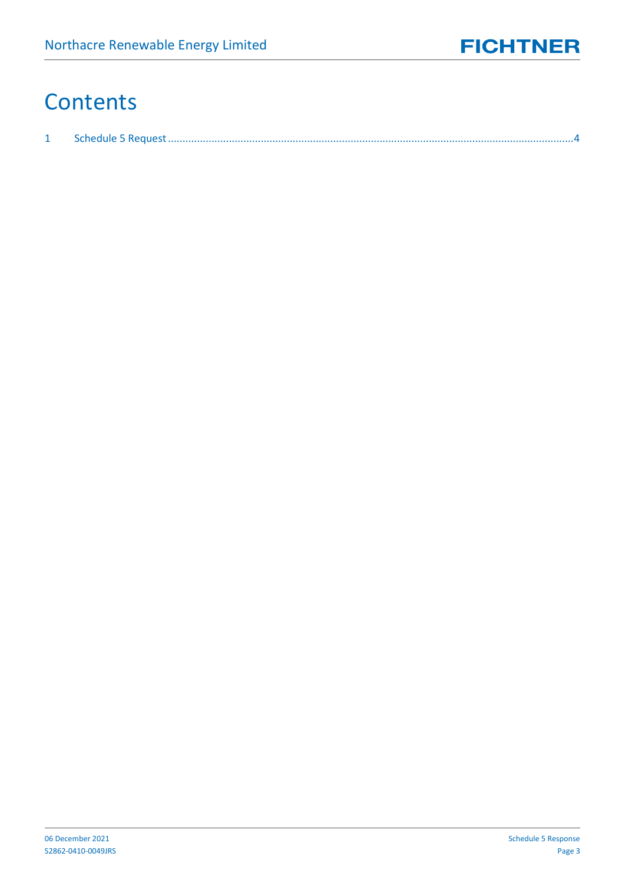# Contents

1 Schedule 5 Request ........................................................................................................................................4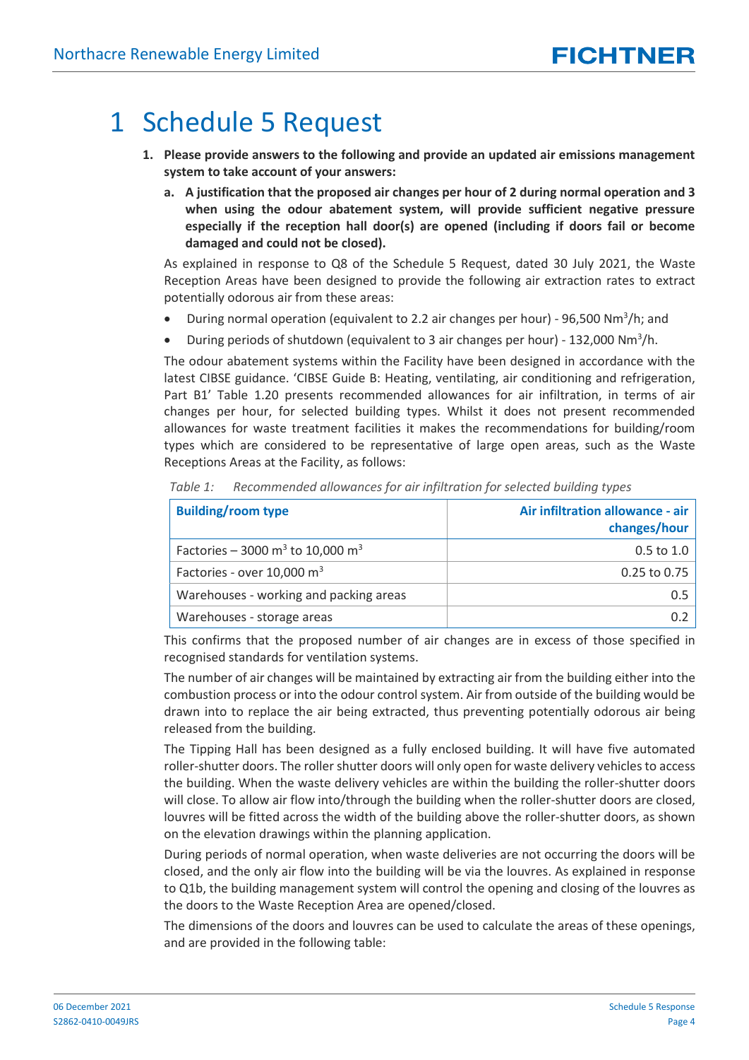# 1 Schedule 5 Request

1. **Please provide answers to the following and provide an updated air emissions management system to take account of your answers:**

    a. **A justification that the proposed air changes per hour of 2 during normal operation and 3 when using the odour abatement system, will provide sufficient negative pressure especially if the reception hall door(s) are opened (including if doors fail or become damaged and could not be closed).**

As explained in response to Q8 of the Schedule 5 Request, dated 30 July 2021, the Waste Reception Areas have been designed to provide the following air extraction rates to extract potentially odorous air from these areas:

- During normal operation (equivalent to 2.2 air changes per hour) - 96,500 $Nm^3/h$; and
- During periods of shutdown (equivalent to 3 air changes per hour) - 132,000 $Nm^3/h$.

The odour abatement systems within the Facility have been designed in accordance with the latest CIBSE guidance. 'CIBSE Guide B: Heating, ventilating, air conditioning and refrigeration, Part B1' Table 1.20 presents recommended allowances for air infiltration, in terms of air changes per hour, for selected building types. Whilst it does not present recommended allowances for waste treatment facilities it makes the recommendations for building/room types which are considered to be representative of large open areas, such as the Waste Receptions Areas at the Facility, as follows:

*Table 1: Recommended allowances for air infiltration for selected building types*

| Building/room type | Air infiltration allowance - air changes/hour |
|---|---:|
| Factories – 3000 $m^3$ to 10,000 $m^3$ | 0.5 to 1.0 |
| Factories - over 10,000 $m^3$ | 0.25 to 0.75 |
| Warehouses - working and packing areas | 0.5 |
| Warehouses - storage areas | 0.2 |

This confirms that the proposed number of air changes are in excess of those specified in recognised standards for ventilation systems.

The number of air changes will be maintained by extracting air from the building either into the combustion process or into the odour control system. Air from outside of the building would be drawn into to replace the air being extracted, thus preventing potentially odorous air being released from the building.

The Tipping Hall has been designed as a fully enclosed building. It will have five automated roller-shutter doors. The roller shutter doors will only open for waste delivery vehicles to access the building. When the waste delivery vehicles are within the building the roller-shutter doors will close. To allow air flow into/through the building when the roller-shutter doors are closed, louvres will be fitted across the width of the building above the roller-shutter doors, as shown on the elevation drawings within the planning application.

During periods of normal operation, when waste deliveries are not occurring the doors will be closed, and the only air flow into the building will be via the louvres. As explained in response to Q1b, the building management system will control the opening and closing of the louvres as the doors to the Waste Reception Area are opened/closed.

The dimensions of the doors and louvres can be used to calculate the areas of these openings, and are provided in the following table: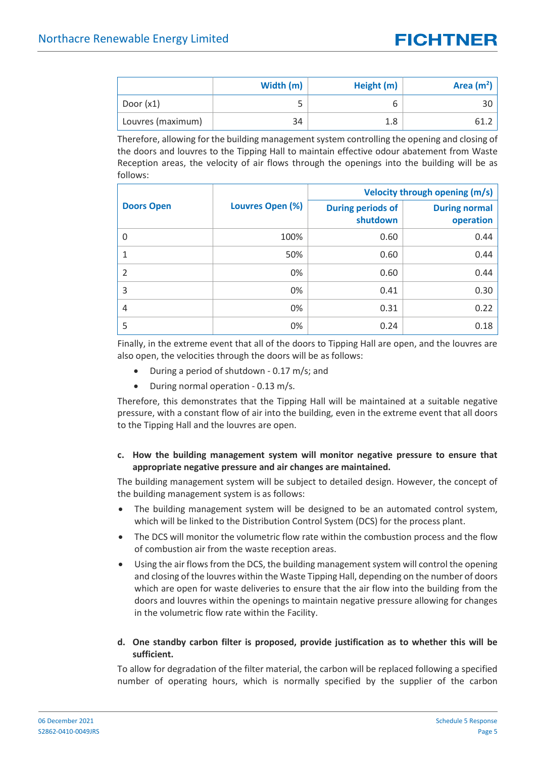| | Width (m) | Height (m) | Area ($m^2$) |
|---|---|---|---|
| Door (x1) | 5 | 6 | 30 |
| Louvres (maximum) | 34 | 1.8 | 61.2 |

Therefore, allowing for the building management system controlling the opening and closing of the doors and louvres to the Tipping Hall to maintain effective odour abatement from Waste Reception areas, the velocity of air flows through the openings into the building will be as follows:

| Doors Open | Louvres Open (%) | Velocity through opening (m/s) | |
|---|---|---|---|
| | | During periods of shutdown | During normal operation |
| 0 | 100% | 0.60 | 0.44 |
| 1 | 50% | 0.60 | 0.44 |
| 2 | 0% | 0.60 | 0.44 |
| 3 | 0% | 0.41 | 0.30 |
| 4 | 0% | 0.31 | 0.22 |
| 5 | 0% | 0.24 | 0.18 |

Finally, in the extreme event that all of the doors to Tipping Hall are open, and the louvres are also open, the velocities through the doors will be as follows:

- During a period of shutdown - 0.17 m/s; and
- During normal operation - 0.13 m/s.

Therefore, this demonstrates that the Tipping Hall will be maintained at a suitable negative pressure, with a constant flow of air into the building, even in the extreme event that all doors to the Tipping Hall and the louvres are open.

**c. How the building management system will monitor negative pressure to ensure that appropriate negative pressure and air changes are maintained.**

The building management system will be subject to detailed design. However, the concept of the building management system is as follows:

- The building management system will be designed to be an automated control system, which will be linked to the Distribution Control System (DCS) for the process plant.
- The DCS will monitor the volumetric flow rate within the combustion process and the flow of combustion air from the waste reception areas.
- Using the air flows from the DCS, the building management system will control the opening and closing of the louvres within the Waste Tipping Hall, depending on the number of doors which are open for waste deliveries to ensure that the air flow into the building from the doors and louvres within the openings to maintain negative pressure allowing for changes in the volumetric flow rate within the Facility.

**d. One standby carbon filter is proposed, provide justification as to whether this will be sufficient.**

To allow for degradation of the filter material, the carbon will be replaced following a specified number of operating hours, which is normally specified by the supplier of the carbon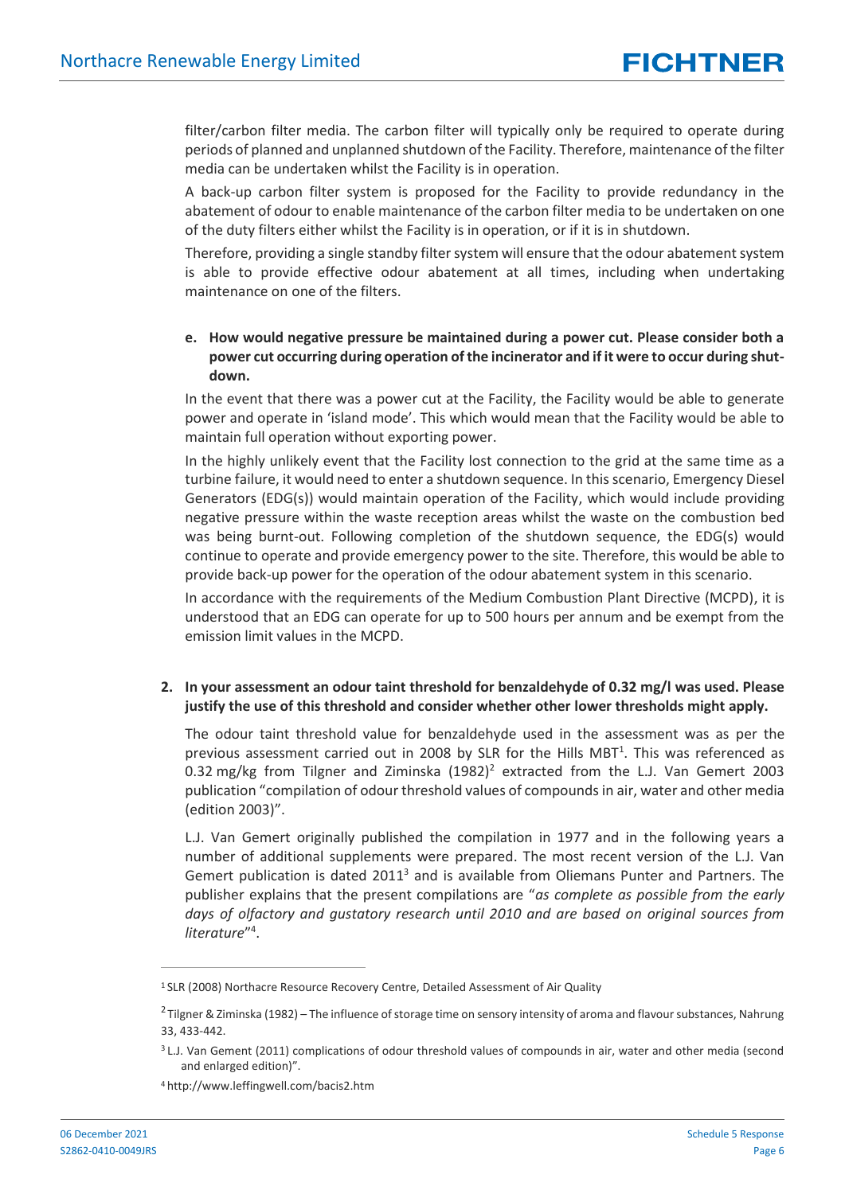filter/carbon filter media. The carbon filter will typically only be required to operate during periods of planned and unplanned shutdown of the Facility. Therefore, maintenance of the filter media can be undertaken whilst the Facility is in operation.

A back-up carbon filter system is proposed for the Facility to provide redundancy in the abatement of odour to enable maintenance of the carbon filter media to be undertaken on one of the duty filters either whilst the Facility is in operation, or if it is in shutdown.

Therefore, providing a single standby filter system will ensure that the odour abatement system is able to provide effective odour abatement at all times, including when undertaking maintenance on one of the filters.

**e. How would negative pressure be maintained during a power cut. Please consider both a power cut occurring during operation of the incinerator and if it were to occur during shut-down.**

In the event that there was a power cut at the Facility, the Facility would be able to generate power and operate in 'island mode'. This which would mean that the Facility would be able to maintain full operation without exporting power.

In the highly unlikely event that the Facility lost connection to the grid at the same time as a turbine failure, it would need to enter a shutdown sequence. In this scenario, Emergency Diesel Generators (EDG(s)) would maintain operation of the Facility, which would include providing negative pressure within the waste reception areas whilst the waste on the combustion bed was being burnt-out. Following completion of the shutdown sequence, the EDG(s) would continue to operate and provide emergency power to the site. Therefore, this would be able to provide back-up power for the operation of the odour abatement system in this scenario.

In accordance with the requirements of the Medium Combustion Plant Directive (MCPD), it is understood that an EDG can operate for up to 500 hours per annum and be exempt from the emission limit values in the MCPD.

**2. In your assessment an odour taint threshold for benzaldehyde of 0.32 mg/l was used. Please justify the use of this threshold and consider whether other lower thresholds might apply.**

The odour taint threshold value for benzaldehyde used in the assessment was as per the previous assessment carried out in 2008 by SLR for the Hills MBT[1]. This was referenced as 0.32 mg/kg from Tilgner and Ziminska (1982)[2] extracted from the L.J. Van Gemert 2003 publication "compilation of odour threshold values of compounds in air, water and other media (edition 2003)".

L.J. Van Gemert originally published the compilation in 1977 and in the following years a number of additional supplements were prepared. The most recent version of the L.J. Van Gemert publication is dated 2011[3] and is available from Oliemans Punter and Partners. The publisher explains that the present compilations are "*as complete as possible from the early days of olfactory and gustatory research until 2010 and are based on original sources from literature*"[4].

---

[1] SLR (2008) Northacre Resource Recovery Centre, Detailed Assessment of Air Quality

[2] Tilgner & Ziminska (1982) – The influence of storage time on sensory intensity of aroma and flavour substances, Nahrung 33, 433-442.

[3] L.J. Van Gement (2011) complications of odour threshold values of compounds in air, water and other media (second and enlarged edition)".

[4] http://www.leffingwell.com/bacis2.htm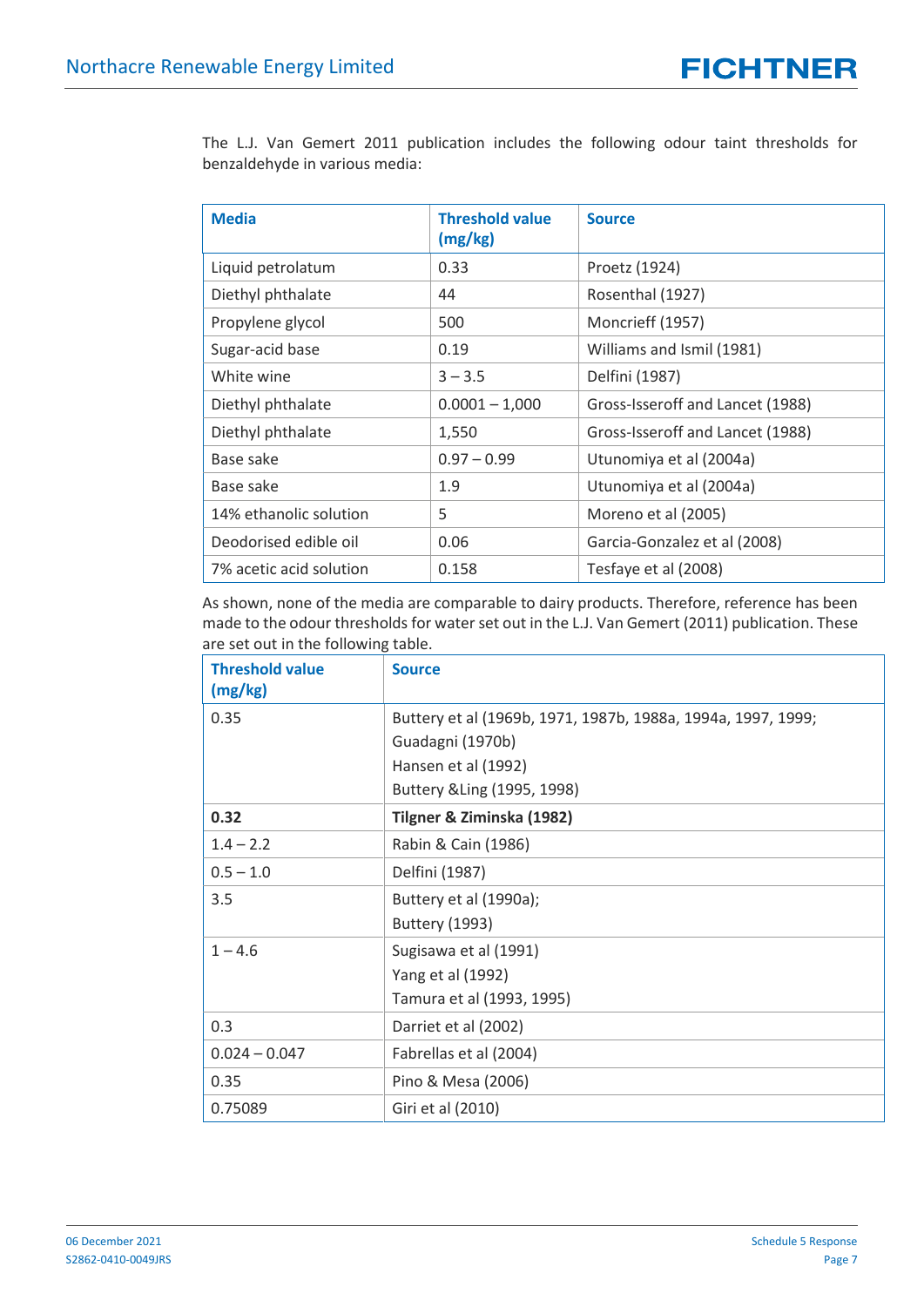The L.J. Van Gemert 2011 publication includes the following odour taint thresholds for benzaldehyde in various media:

| Media | Threshold value (mg/kg) | Source |
|---|---|---|
| Liquid petrolatum | 0.33 | Proetz (1924) |
| Diethyl phthalate | 44 | Rosenthal (1927) |
| Propylene glycol | 500 | Moncrieff (1957) |
| Sugar-acid base | 0.19 | Williams and Ismil (1981) |
| White wine | 3 – 3.5 | Delfini (1987) |
| Diethyl phthalate | 0.0001 – 1,000 | Gross-Isseroff and Lancet (1988) |
| Diethyl phthalate | 1,550 | Gross-Isseroff and Lancet (1988) |
| Base sake | 0.97 – 0.99 | Utunomiya et al (2004a) |
| Base sake | 1.9 | Utunomiya et al (2004a) |
| 14% ethanolic solution | 5 | Moreno et al (2005) |
| Deodorised edible oil | 0.06 | Garcia-Gonzalez et al (2008) |
| 7% acetic acid solution | 0.158 | Tesfaye et al (2008) |

As shown, none of the media are comparable to dairy products. Therefore, reference has been made to the odour thresholds for water set out in the L.J. Van Gemert (2011) publication. These are set out in the following table.

| Threshold value (mg/kg) | Source |
|---|---|
| 0.35 | Buttery et al (1969b, 1971, 1987b, 1988a, 1994a, 1997, 1999; Guadagni (1970b) Hansen et al (1992) Buttery &Ling (1995, 1998) |
| **0.32** | **Tilgner & Ziminska (1982)** |
| 1.4 – 2.2 | Rabin & Cain (1986) |
| 0.5 – 1.0 | Delfini (1987) |
| 3.5 | Buttery et al (1990a); Buttery (1993) |
| 1 – 4.6 | Sugisawa et al (1991) Yang et al (1992) Tamura et al (1993, 1995) |
| 0.3 | Darriet et al (2002) |
| 0.024 – 0.047 | Fabrellas et al (2004) |
| 0.35 | Pino & Mesa (2006) |
| 0.75089 | Giri et al (2010) |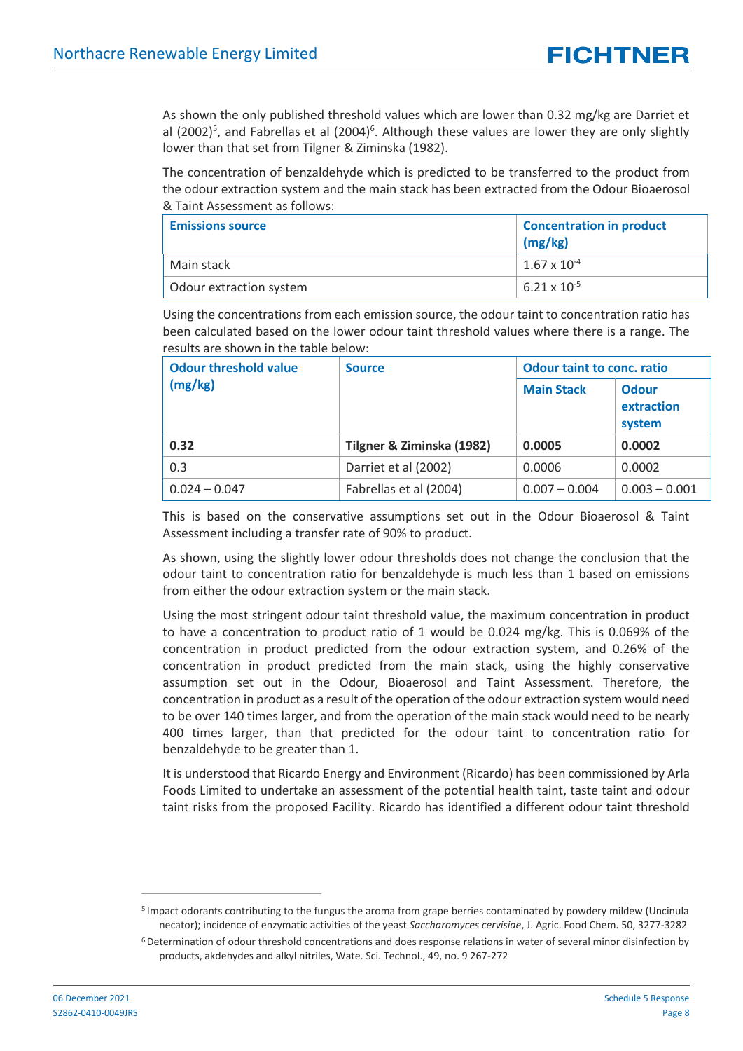As shown the only published threshold values which are lower than 0.32 mg/kg are Darriet et al (2002)[5], and Fabrellas et al (2004)[6]. Although these values are lower they are only slightly lower than that set from Tilgner & Ziminska (1982).

The concentration of benzaldehyde which is predicted to be transferred to the product from the odour extraction system and the main stack has been extracted from the Odour Bioaerosol & Taint Assessment as follows:

| Emissions source | Concentration in product (mg/kg) |
|---|---|
| Main stack | $1.67 \times 10^{-4}$ |
| Odour extraction system | $6.21 \times 10^{-5}$ |

Using the concentrations from each emission source, the odour taint to concentration ratio has been calculated based on the lower odour taint threshold values where there is a range. The results are shown in the table below:

| Odour threshold value (mg/kg) | Source | Odour taint to conc. ratio | |
|---|---|---|---|
| | | Main Stack | Odour extraction system |
| **0.32** | **Tilgner & Ziminska (1982)** | **0.0005** | **0.0002** |
| 0.3 | Darriet et al (2002) | 0.0006 | 0.0002 |
| 0.024 – 0.047 | Fabrellas et al (2004) | 0.007 – 0.004 | 0.003 – 0.001 |

This is based on the conservative assumptions set out in the Odour Bioaerosol & Taint Assessment including a transfer rate of 90% to product.

As shown, using the slightly lower odour thresholds does not change the conclusion that the odour taint to concentration ratio for benzaldehyde is much less than 1 based on emissions from either the odour extraction system or the main stack.

Using the most stringent odour taint threshold value, the maximum concentration in product to have a concentration to product ratio of 1 would be 0.024 mg/kg. This is 0.069% of the concentration in product predicted from the odour extraction system, and 0.26% of the concentration in product predicted from the main stack, using the highly conservative assumption set out in the Odour, Bioaerosol and Taint Assessment. Therefore, the concentration in product as a result of the operation of the odour extraction system would need to be over 140 times larger, and from the operation of the main stack would need to be nearly 400 times larger, than that predicted for the odour taint to concentration ratio for benzaldehyde to be greater than 1.

It is understood that Ricardo Energy and Environment (Ricardo) has been commissioned by Arla Foods Limited to undertake an assessment of the potential health taint, taste taint and odour taint risks from the proposed Facility. Ricardo has identified a different odour taint threshold

[5] Impact odorants contributing to the fungus the aroma from grape berries contaminated by powdery mildew (Uncinula necator); incidence of enzymatic activities of the yeast *Saccharomyces cervisiae*, J. Agric. Food Chem. 50, 3277-3282

[6] Determination of odour threshold concentrations and does response relations in water of several minor disinfection by products, akdehydes and alkyl nitriles, Wate. Sci. Technol., 49, no. 9 267-272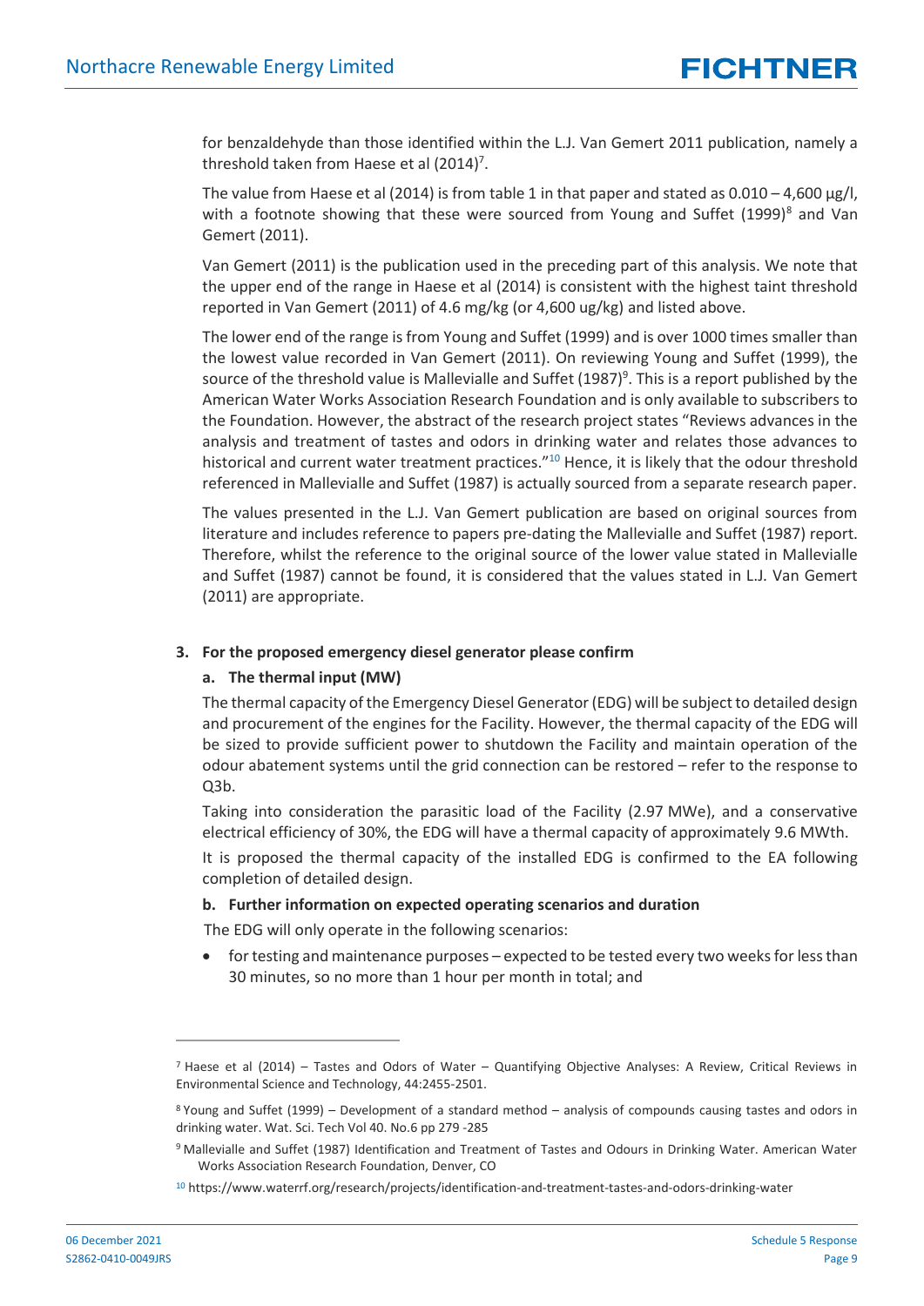for benzaldehyde than those identified within the L.J. Van Gemert 2011 publication, namely a threshold taken from Haese et al (2014)[7].

The value from Haese et al (2014) is from table 1 in that paper and stated as 0.010 – 4,600 µg/l, with a footnote showing that these were sourced from Young and Suffet (1999)[8] and Van Gemert (2011).

Van Gemert (2011) is the publication used in the preceding part of this analysis. We note that the upper end of the range in Haese et al (2014) is consistent with the highest taint threshold reported in Van Gemert (2011) of 4.6 mg/kg (or 4,600 ug/kg) and listed above.

The lower end of the range is from Young and Suffet (1999) and is over 1000 times smaller than the lowest value recorded in Van Gemert (2011). On reviewing Young and Suffet (1999), the source of the threshold value is Mallevialle and Suffet (1987)[9]. This is a report published by the American Water Works Association Research Foundation and is only available to subscribers to the Foundation. However, the abstract of the research project states "Reviews advances in the analysis and treatment of tastes and odors in drinking water and relates those advances to historical and current water treatment practices."[10] Hence, it is likely that the odour threshold referenced in Mallevialle and Suffet (1987) is actually sourced from a separate research paper.

The values presented in the L.J. Van Gemert publication are based on original sources from literature and includes reference to papers pre-dating the Mallevialle and Suffet (1987) report. Therefore, whilst the reference to the original source of the lower value stated in Mallevialle and Suffet (1987) cannot be found, it is considered that the values stated in L.J. Van Gemert (2011) are appropriate.

**3. For the proposed emergency diesel generator please confirm**

**a. The thermal input (MW)**

The thermal capacity of the Emergency Diesel Generator (EDG) will be subject to detailed design and procurement of the engines for the Facility. However, the thermal capacity of the EDG will be sized to provide sufficient power to shutdown the Facility and maintain operation of the odour abatement systems until the grid connection can be restored – refer to the response to Q3b.

Taking into consideration the parasitic load of the Facility (2.97 MWe), and a conservative electrical efficiency of 30%, the EDG will have a thermal capacity of approximately 9.6 MWth.

It is proposed the thermal capacity of the installed EDG is confirmed to the EA following completion of detailed design.

**b. Further information on expected operating scenarios and duration**

The EDG will only operate in the following scenarios:

- for testing and maintenance purposes – expected to be tested every two weeks for less than 30 minutes, so no more than 1 hour per month in total; and

---

[7] Haese et al (2014) – Tastes and Odors of Water – Quantifying Objective Analyses: A Review, Critical Reviews in Environmental Science and Technology, 44:2455-2501.

[8] Young and Suffet (1999) – Development of a standard method – analysis of compounds causing tastes and odors in drinking water. Wat. Sci. Tech Vol 40. No.6 pp 279 -285

[9] Mallevialle and Suffet (1987) Identification and Treatment of Tastes and Odours in Drinking Water. American Water Works Association Research Foundation, Denver, CO

[10] https://www.waterrf.org/research/projects/identification-and-treatment-tastes-and-odors-drinking-water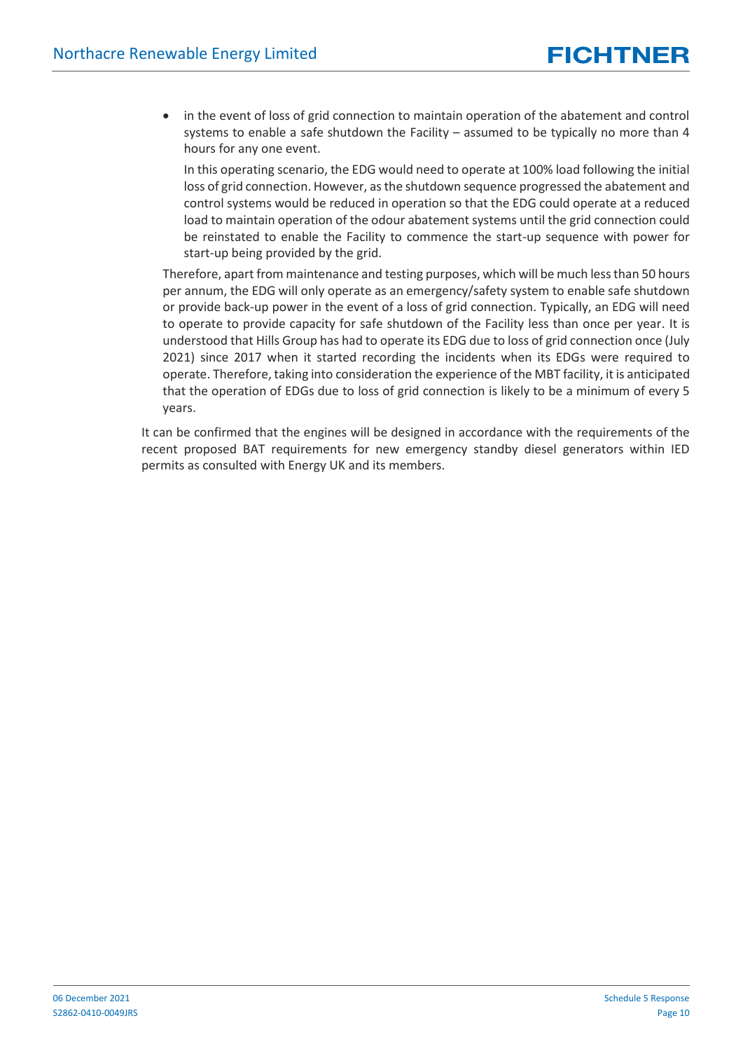- in the event of loss of grid connection to maintain operation of the abatement and control systems to enable a safe shutdown the Facility – assumed to be typically no more than 4 hours for any one event.

  In this operating scenario, the EDG would need to operate at 100% load following the initial loss of grid connection. However, as the shutdown sequence progressed the abatement and control systems would be reduced in operation so that the EDG could operate at a reduced load to maintain operation of the odour abatement systems until the grid connection could be reinstated to enable the Facility to commence the start-up sequence with power for start-up being provided by the grid.

Therefore, apart from maintenance and testing purposes, which will be much less than 50 hours per annum, the EDG will only operate as an emergency/safety system to enable safe shutdown or provide back-up power in the event of a loss of grid connection. Typically, an EDG will need to operate to provide capacity for safe shutdown of the Facility less than once per year. It is understood that Hills Group has had to operate its EDG due to loss of grid connection once (July 2021) since 2017 when it started recording the incidents when its EDGs were required to operate. Therefore, taking into consideration the experience of the MBT facility, it is anticipated that the operation of EDGs due to loss of grid connection is likely to be a minimum of every 5 years.

It can be confirmed that the engines will be designed in accordance with the requirements of the recent proposed BAT requirements for new emergency standby diesel generators within IED permits as consulted with Energy UK and its members.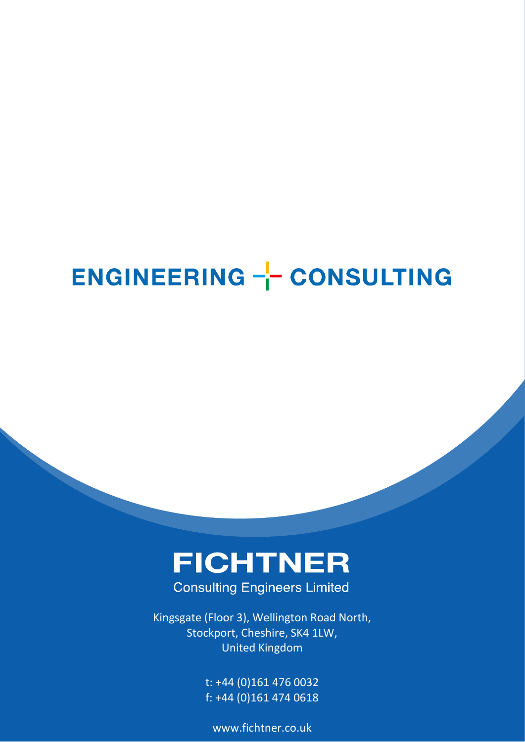ENGINEERING CONSULTING

**FICHTNER**

Consulting Engineers Limited

Kingsgate (Floor 3), Wellington Road North,
Stockport, Cheshire, SK4 1LW,
United Kingdom

t: +44 (0)161 476 0032
f: +44 (0)161 474 0618

www.fichtner.co.uk